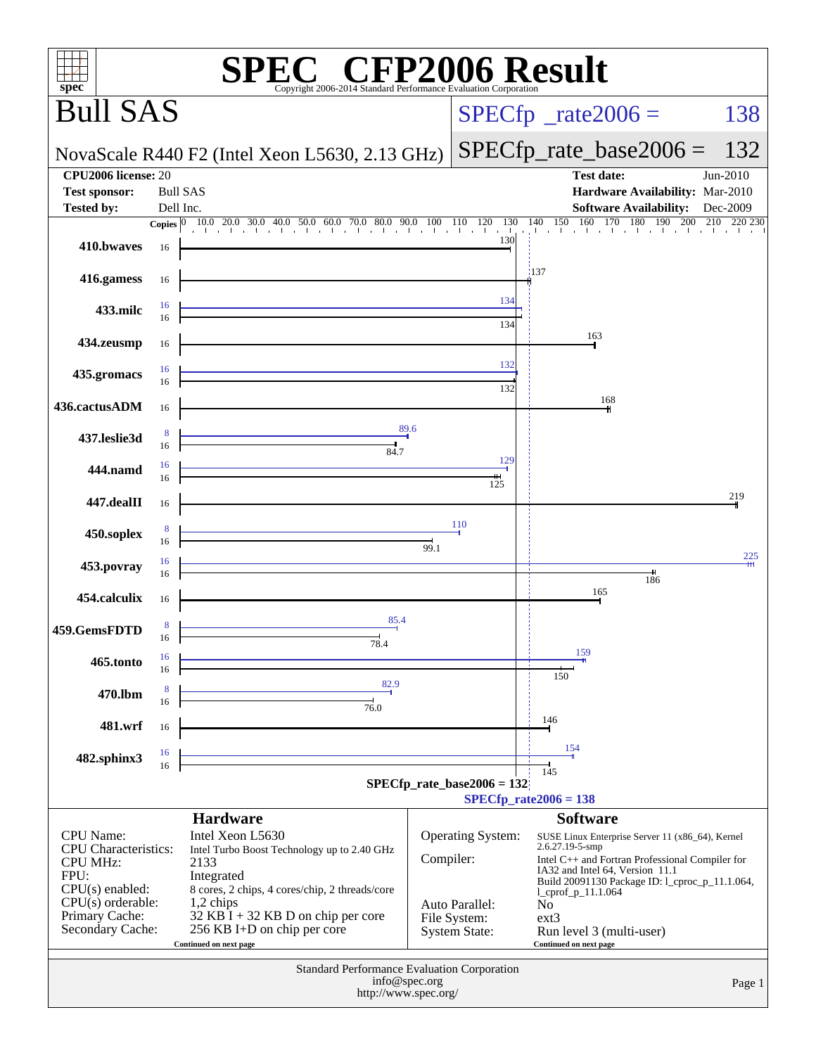# SPEC CFP2006 Result

Copyright 2006-2014 Standard Performance Evaluation Corporation

## Bull SAS

**NovaScale R440 F2 (Intel Xeon L5630, 2.13 GHz)**

SPECfp_rate2006 = 138

SPECfp_rate_base2006 = 132

| | | | |
|---|---|---|---|
| **CPU2006 license:** | 20 | **Test date:** | Jun-2010 |
| **Test sponsor:** | Bull SAS | **Hardware Availability:** | Mar-2010 |
| **Tested by:** | Dell Inc. | **Software Availability:** | Dec-2009 |

| Benchmark | Copies (peak) | Peak | Copies (base) | Base |
|---|---|---|---|---|
| 410.bwaves | | | 16 | 130 |
| 416.gamess | | | 16 | 137 |
| 433.milc | 16 | 134 | 16 | 134 |
| 434.zeusmp | | | 16 | 163 |
| 435.gromacs | 16 | 132 | 16 | 132 |
| 436.cactusADM | | | 16 | 168 |
| 437.leslie3d | 8 | 89.6 | 16 | 84.7 |
| 444.namd | 16 | 129 | 16 | 125 |
| 447.dealII | | | 16 | 219 |
| 450.soplex | 8 | 110 | 16 | 99.1 |
| 453.povray | 16 | 225 | 16 | 186 |
| 454.calculix | | | 16 | 165 |
| 459.GemsFDTD | 8 | 85.4 | 16 | 78.4 |
| 465.tonto | 16 | 159 | 16 | 150 |
| 470.lbm | 8 | 82.9 | 16 | 76.0 |
| 481.wrf | | | 16 | 146 |
| 482.sphinx3 | 16 | 154 | 16 | 145 |

SPECfp_rate_base2006 = 132

SPECfp_rate2006 = 138

## Hardware

| | |
|---|---|
| CPU Name: | Intel Xeon L5630 |
| CPU Characteristics: | Intel Turbo Boost Technology up to 2.40 GHz |
| CPU MHz: | 2133 |
| FPU: | Integrated |
| CPU(s) enabled: | 8 cores, 2 chips, 4 cores/chip, 2 threads/core |
| CPU(s) orderable: | 1,2 chips |
| Primary Cache: | 32 KB I + 32 KB D on chip per core |
| Secondary Cache: | 256 KB I+D on chip per core |

Continued on next page

## Software

| | |
|---|---|
| Operating System: | SUSE Linux Enterprise Server 11 (x86_64), Kernel 2.6.27.19-5-smp |
| Compiler: | Intel C++ and Fortran Professional Compiler for IA32 and Intel 64, Version 11.1 Build 20091130 Package ID: l_cproc_p_11.1.064, l_cprof_p_11.1.064 |
| Auto Parallel: | No |
| File System: | ext3 |
| System State: | Run level 3 (multi-user) |

Continued on next page

Standard Performance Evaluation Corporation
info@spec.org
http://www.spec.org/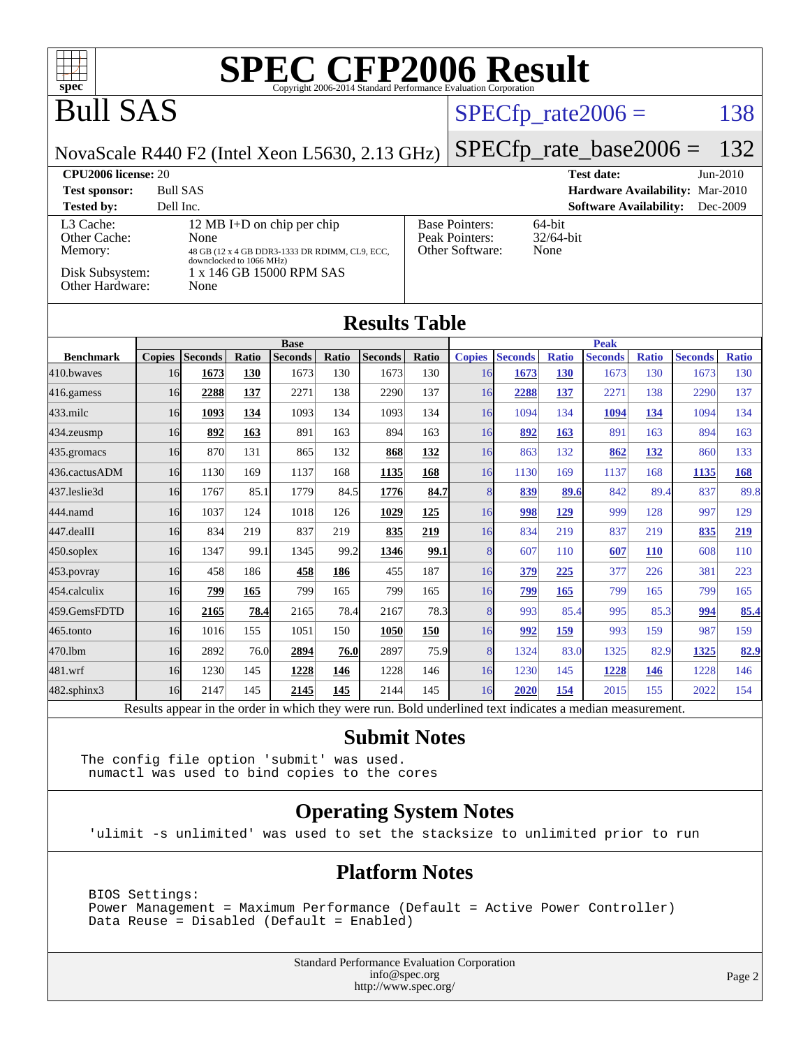# SPEC CFP2006 Result

Copyright 2006-2014 Standard Performance Evaluation Corporation

## Bull SAS

NovaScale R440 F2 (Intel Xeon L5630, 2.13 GHz)

SPECfp_rate2006 = 138

SPECfp_rate_base2006 = 132

**CPU2006 license:** 20
**Test sponsor:** Bull SAS
**Tested by:** Dell Inc.

**Test date:** Jun-2010
**Hardware Availability:** Mar-2010
**Software Availability:** Dec-2009

| | |
|---|---|
| L3 Cache: | 12 MB I+D on chip per chip |
| Other Cache: | None |
| Memory: | 48 GB (12 x 4 GB DDR3-1333 DR RDIMM, CL9, ECC, downclocked to 1066 MHz) |
| Disk Subsystem: | 1 x 146 GB 15000 RPM SAS |
| Other Hardware: | None |

| | |
|---|---|
| Base Pointers: | 64-bit |
| Peak Pointers: | 32/64-bit |
| Other Software: | None |

## Results Table

| | Base | | | | | | | Peak | | | | | | |
|---|---|---|---|---|---|---|---|---|---|---|---|---|---|---|
| **Benchmark** | **Copies** | **Seconds** | **Ratio** | **Seconds** | **Ratio** | **Seconds** | **Ratio** | **Copies** | **Seconds** | **Ratio** | **Seconds** | **Ratio** | **Seconds** | **Ratio** |
| 410.bwaves | 16 | **1673** | **130** | 1673 | 130 | 1673 | 130 | 16 | **1673** | **130** | 1673 | 130 | 1673 | 130 |
| 416.gamess | 16 | **2288** | **137** | 2271 | 138 | 2290 | 137 | 16 | **2288** | **137** | 2271 | 138 | 2290 | 137 |
| 433.milc | 16 | **1093** | **134** | 1093 | 134 | 1093 | 134 | 16 | 1094 | 134 | **1094** | **134** | 1094 | 134 |
| 434.zeusmp | 16 | **892** | **163** | 891 | 163 | 894 | 163 | 16 | **892** | **163** | 891 | 163 | 894 | 163 |
| 435.gromacs | 16 | 870 | 131 | 865 | 132 | **868** | **132** | 16 | 863 | 132 | **862** | **132** | 860 | 133 |
| 436.cactusADM | 16 | 1130 | 169 | 1137 | 168 | **1135** | **168** | 16 | 1130 | 169 | 1137 | 168 | **1135** | **168** |
| 437.leslie3d | 16 | 1767 | 85.1 | 1779 | 84.5 | **1776** | **84.7** | 8 | **839** | **89.6** | 842 | 89.4 | 837 | 89.8 |
| 444.namd | 16 | 1037 | 124 | 1018 | 126 | **1029** | **125** | 16 | **998** | **129** | 999 | 128 | 997 | 129 |
| 447.dealII | 16 | 834 | 219 | 837 | 219 | **835** | **219** | 16 | 834 | 219 | 837 | 219 | **835** | **219** |
| 450.soplex | 16 | 1347 | 99.1 | 1345 | 99.2 | **1346** | **99.1** | 8 | 607 | 110 | **607** | **110** | 608 | 110 |
| 453.povray | 16 | 458 | 186 | **458** | **186** | 455 | 187 | 16 | **379** | **225** | 377 | 226 | 381 | 223 |
| 454.calculix | 16 | **799** | **165** | 799 | 165 | 799 | 165 | 16 | **799** | **165** | 799 | 165 | 799 | 165 |
| 459.GemsFDTD | 16 | **2165** | **78.4** | 2165 | 78.4 | 2167 | 78.3 | 8 | 993 | 85.4 | 995 | 85.3 | **994** | **85.4** |
| 465.tonto | 16 | 1016 | 155 | 1051 | 150 | **1050** | **150** | 16 | **992** | **159** | 993 | 159 | 987 | 159 |
| 470.lbm | 16 | 2892 | 76.0 | **2894** | **76.0** | 2897 | 75.9 | 8 | 1324 | 83.0 | 1325 | 82.9 | **1325** | **82.9** |
| 481.wrf | 16 | 1230 | 145 | **1228** | **146** | 1228 | 146 | 16 | 1230 | 145 | **1228** | **146** | 1228 | 146 |
| 482.sphinx3 | 16 | 2147 | 145 | **2145** | **145** | 2144 | 145 | 16 | **2020** | **154** | 2015 | 155 | 2022 | 154 |

Results appear in the order in which they were run. Bold underlined text indicates a median measurement.

## Submit Notes

```
The config file option 'submit' was used.
 numactl was used to bind copies to the cores
```

## Operating System Notes

```
'ulimit -s unlimited' was used to set the stacksize to unlimited prior to run
```

## Platform Notes

```
BIOS Settings:
Power Management = Maximum Performance (Default = Active Power Controller)
Data Reuse = Disabled (Default = Enabled)
```

Standard Performance Evaluation Corporation
info@spec.org
http://www.spec.org/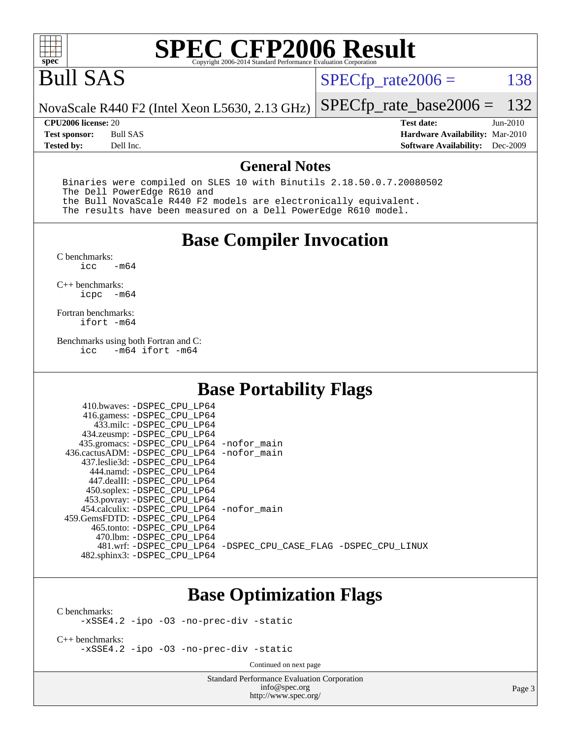# SPEC CFP2006 Result

Copyright 2006-2014 Standard Performance Evaluation Corporation

# Bull SAS

NovaScale R440 F2 (Intel Xeon L5630, 2.13 GHz)

SPECfp_rate2006 = 138

SPECfp_rate_base2006 = 132

**CPU2006 license:** 20
**Test sponsor:** Bull SAS
**Tested by:** Dell Inc.

**Test date:** Jun-2010
**Hardware Availability:** Mar-2010
**Software Availability:** Dec-2009

## General Notes

```
Binaries were compiled on SLES 10 with Binutils 2.18.50.0.7.20080502
The Dell PowerEdge R610 and
the Bull NovaScale R440 F2 models are electronically equivalent.
The results have been measured on a Dell PowerEdge R610 model.
```

## Base Compiler Invocation

C benchmarks:
```
icc   -m64
```

C++ benchmarks:
```
icpc  -m64
```

Fortran benchmarks:
```
ifort -m64
```

Benchmarks using both Fortran and C:
```
icc   -m64 ifort -m64
```

## Base Portability Flags

```
    410.bwaves: -DSPEC_CPU_LP64
    416.gamess: -DSPEC_CPU_LP64
      433.milc: -DSPEC_CPU_LP64
    434.zeusmp: -DSPEC_CPU_LP64
   435.gromacs: -DSPEC_CPU_LP64 -nofor_main
 436.cactusADM: -DSPEC_CPU_LP64 -nofor_main
  437.leslie3d: -DSPEC_CPU_LP64
      444.namd: -DSPEC_CPU_LP64
    447.dealII: -DSPEC_CPU_LP64
    450.soplex: -DSPEC_CPU_LP64
    453.povray: -DSPEC_CPU_LP64
  454.calculix: -DSPEC_CPU_LP64 -nofor_main
 459.GemsFDTD: -DSPEC_CPU_LP64
     465.tonto: -DSPEC_CPU_LP64
       470.lbm: -DSPEC_CPU_LP64
       481.wrf: -DSPEC_CPU_LP64 -DSPEC_CPU_CASE_FLAG -DSPEC_CPU_LINUX
   482.sphinx3: -DSPEC_CPU_LP64
```

## Base Optimization Flags

C benchmarks:
```
-xSSE4.2 -ipo -O3 -no-prec-div -static
```

C++ benchmarks:
```
-xSSE4.2 -ipo -O3 -no-prec-div -static
```

Continued on next page

Standard Performance Evaluation Corporation
info@spec.org
http://www.spec.org/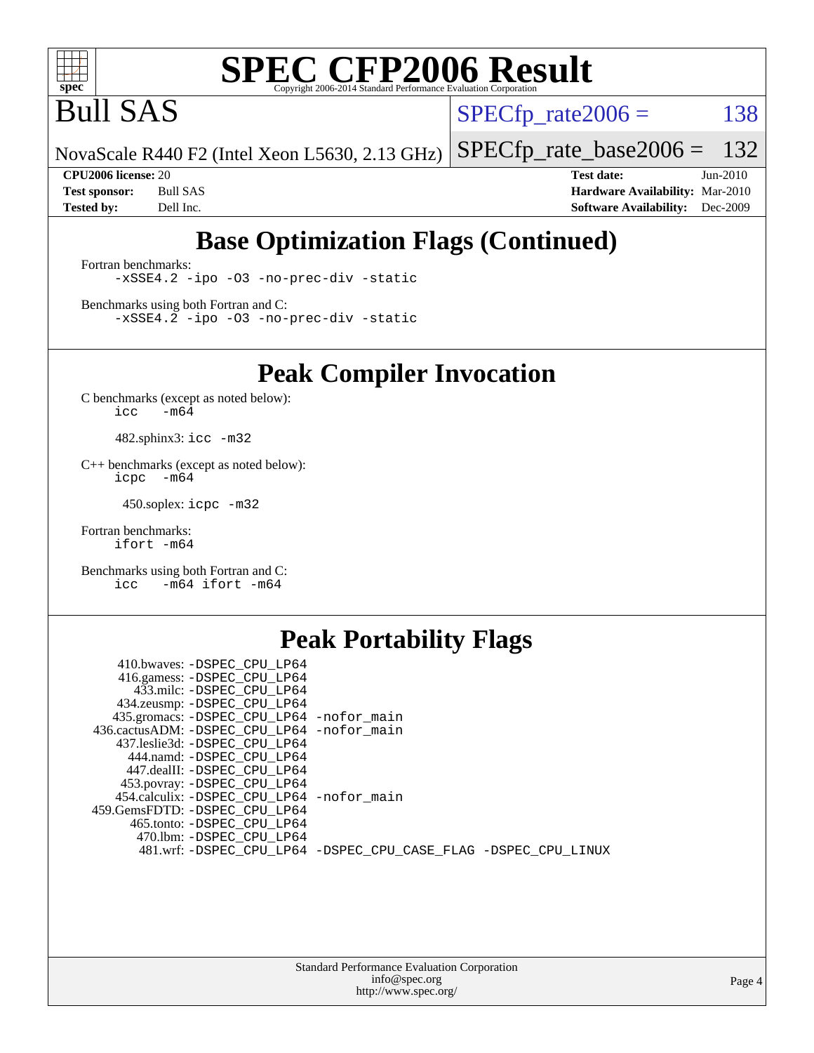# SPEC CFP2006 Result

Copyright 2006-2014 Standard Performance Evaluation Corporation

# Bull SAS

NovaScale R440 F2 (Intel Xeon L5630, 2.13 GHz)

SPECfp_rate2006 = 138

SPECfp_rate_base2006 = 132

**CPU2006 license:** 20
**Test sponsor:** Bull SAS
**Tested by:** Dell Inc.

**Test date:** Jun-2010
**Hardware Availability:** Mar-2010
**Software Availability:** Dec-2009

## Base Optimization Flags (Continued)

Fortran benchmarks:

```
-xSSE4.2 -ipo -O3 -no-prec-div -static
```

Benchmarks using both Fortran and C:

```
-xSSE4.2 -ipo -O3 -no-prec-div -static
```

## Peak Compiler Invocation

C benchmarks (except as noted below):

```
icc   -m64
```

482.sphinx3: `icc -m32`

C++ benchmarks (except as noted below):

```
icpc  -m64
```

450.soplex: `icpc -m32`

Fortran benchmarks:

```
ifort -m64
```

Benchmarks using both Fortran and C:

```
icc   -m64 ifort -m64
```

## Peak Portability Flags

410.bwaves: `-DSPEC_CPU_LP64`
416.gamess: `-DSPEC_CPU_LP64`
433.milc: `-DSPEC_CPU_LP64`
434.zeusmp: `-DSPEC_CPU_LP64`
435.gromacs: `-DSPEC_CPU_LP64 -nofor_main`
436.cactusADM: `-DSPEC_CPU_LP64 -nofor_main`
437.leslie3d: `-DSPEC_CPU_LP64`
444.namd: `-DSPEC_CPU_LP64`
447.dealII: `-DSPEC_CPU_LP64`
453.povray: `-DSPEC_CPU_LP64`
454.calculix: `-DSPEC_CPU_LP64 -nofor_main`
459.GemsFDTD: `-DSPEC_CPU_LP64`
465.tonto: `-DSPEC_CPU_LP64`
470.lbm: `-DSPEC_CPU_LP64`
481.wrf: `-DSPEC_CPU_LP64 -DSPEC_CPU_CASE_FLAG -DSPEC_CPU_LINUX`

Standard Performance Evaluation Corporation
info@spec.org
http://www.spec.org/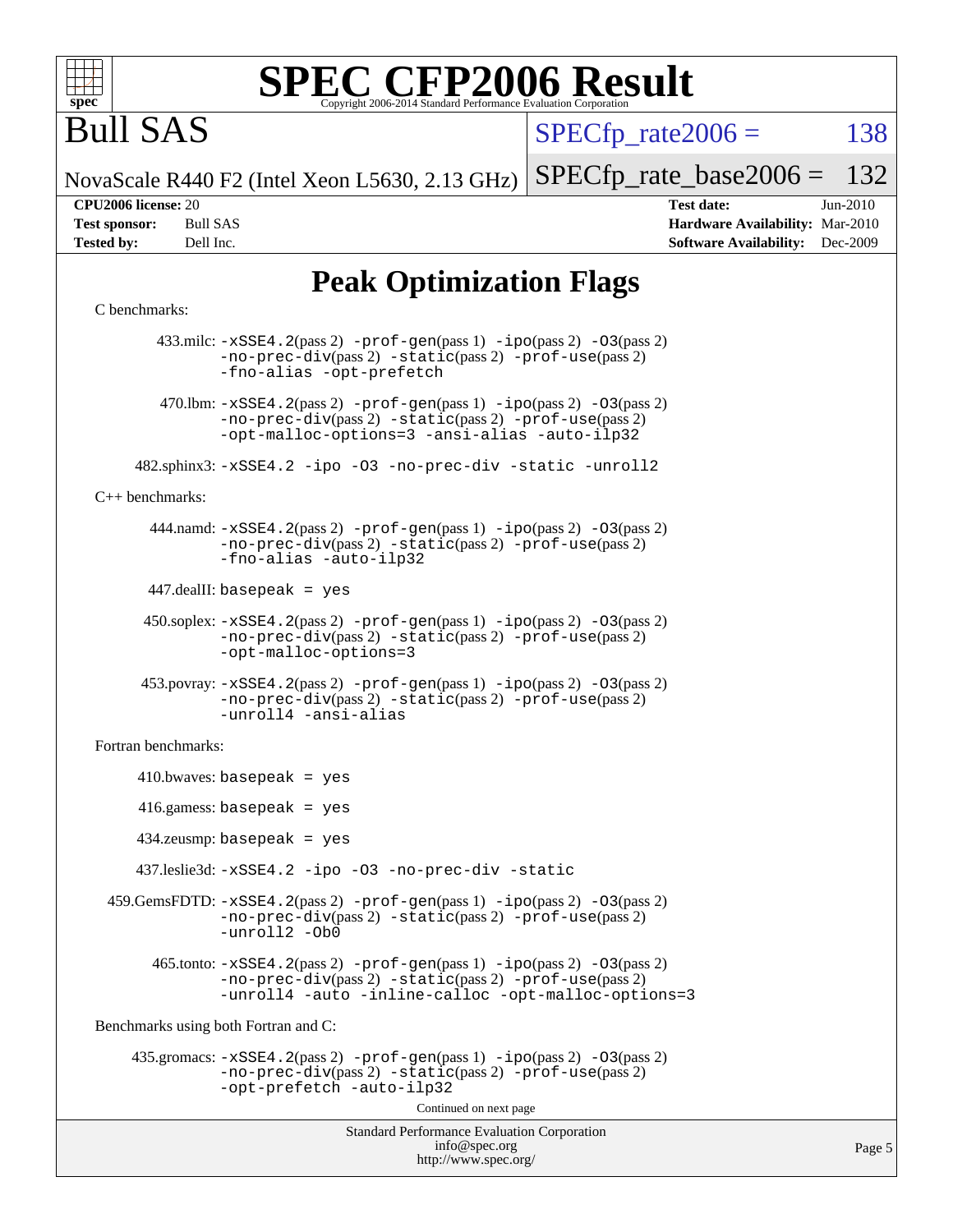# SPEC CFP2006 Result

Copyright 2006-2014 Standard Performance Evaluation Corporation

# Bull SAS

NovaScale R440 F2 (Intel Xeon L5630, 2.13 GHz)

SPECfp_rate2006 = 138

SPECfp_rate_base2006 = 132

**CPU2006 license:** 20
**Test sponsor:** Bull SAS
**Tested by:** Dell Inc.

**Test date:** Jun-2010
**Hardware Availability:** Mar-2010
**Software Availability:** Dec-2009

## Peak Optimization Flags

C benchmarks:

433.milc: -xSSE4.2(pass 2) -prof-gen(pass 1) -ipo(pass 2) -O3(pass 2) -no-prec-div(pass 2) -static(pass 2) -prof-use(pass 2) -fno-alias -opt-prefetch

470.lbm: -xSSE4.2(pass 2) -prof-gen(pass 1) -ipo(pass 2) -O3(pass 2) -no-prec-div(pass 2) -static(pass 2) -prof-use(pass 2) -opt-malloc-options=3 -ansi-alias -auto-ilp32

482.sphinx3: -xSSE4.2 -ipo -O3 -no-prec-div -static -unroll2

C++ benchmarks:

444.namd: -xSSE4.2(pass 2) -prof-gen(pass 1) -ipo(pass 2) -O3(pass 2) -no-prec-div(pass 2) -static(pass 2) -prof-use(pass 2) -fno-alias -auto-ilp32

447.dealII: basepeak = yes

450.soplex: -xSSE4.2(pass 2) -prof-gen(pass 1) -ipo(pass 2) -O3(pass 2) -no-prec-div(pass 2) -static(pass 2) -prof-use(pass 2) -opt-malloc-options=3

453.povray: -xSSE4.2(pass 2) -prof-gen(pass 1) -ipo(pass 2) -O3(pass 2) -no-prec-div(pass 2) -static(pass 2) -prof-use(pass 2) -unroll4 -ansi-alias

Fortran benchmarks:

410.bwaves: basepeak = yes

416.gamess: basepeak = yes

434.zeusmp: basepeak = yes

437.leslie3d: -xSSE4.2 -ipo -O3 -no-prec-div -static

459.GemsFDTD: -xSSE4.2(pass 2) -prof-gen(pass 1) -ipo(pass 2) -O3(pass 2) -no-prec-div(pass 2) -static(pass 2) -prof-use(pass 2) -unroll2 -Ob0

465.tonto: -xSSE4.2(pass 2) -prof-gen(pass 1) -ipo(pass 2) -O3(pass 2) -no-prec-div(pass 2) -static(pass 2) -prof-use(pass 2) -unroll4 -auto -inline-calloc -opt-malloc-options=3

Benchmarks using both Fortran and C:

435.gromacs: -xSSE4.2(pass 2) -prof-gen(pass 1) -ipo(pass 2) -O3(pass 2) -no-prec-div(pass 2) -static(pass 2) -prof-use(pass 2) -opt-prefetch -auto-ilp32

Continued on next page

Standard Performance Evaluation Corporation
info@spec.org
http://www.spec.org/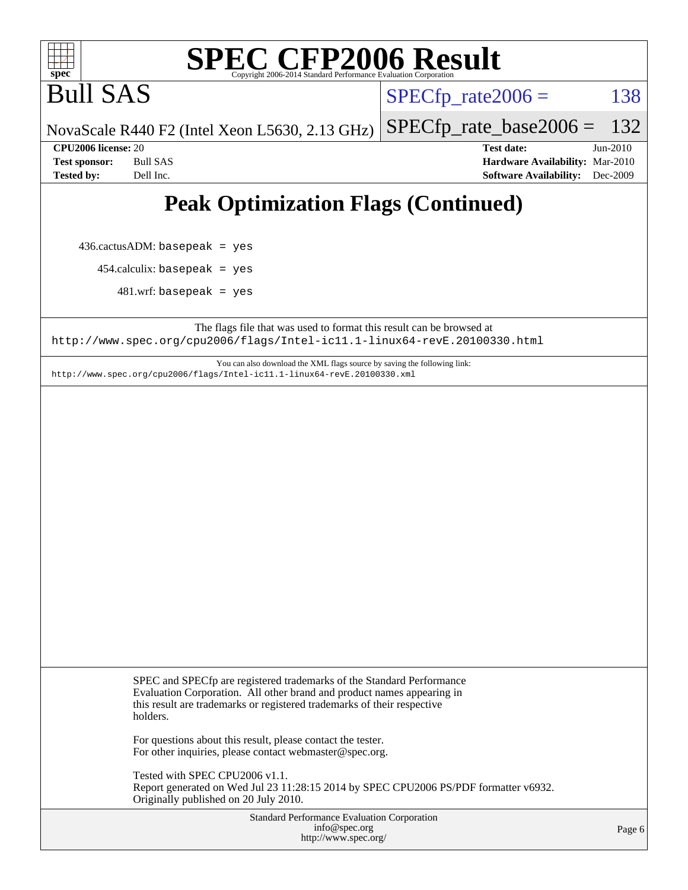# SPEC CFP2006 Result

Copyright 2006-2014 Standard Performance Evaluation Corporation

# Bull SAS

NovaScale R440 F2 (Intel Xeon L5630, 2.13 GHz)

SPECfp_rate2006 = 138

SPECfp_rate_base2006 = 132

**CPU2006 license:** 20
**Test sponsor:** Bull SAS
**Tested by:** Dell Inc.

**Test date:** Jun-2010
**Hardware Availability:** Mar-2010
**Software Availability:** Dec-2009

## Peak Optimization Flags (Continued)

436.cactusADM: `basepeak = yes`

454.calculix: `basepeak = yes`

481.wrf: `basepeak = yes`

The flags file that was used to format this result can be browsed at
`http://www.spec.org/cpu2006/flags/Intel-ic11.1-linux64-revE.20100330.html`

You can also download the XML flags source by saving the following link:
`http://www.spec.org/cpu2006/flags/Intel-ic11.1-linux64-revE.20100330.xml`

SPEC and SPECfp are registered trademarks of the Standard Performance Evaluation Corporation. All other brand and product names appearing in this result are trademarks or registered trademarks of their respective holders.

For questions about this result, please contact the tester.
For other inquiries, please contact webmaster@spec.org.

Tested with SPEC CPU2006 v1.1.
Report generated on Wed Jul 23 11:28:15 2014 by SPEC CPU2006 PS/PDF formatter v6932.
Originally published on 20 July 2010.